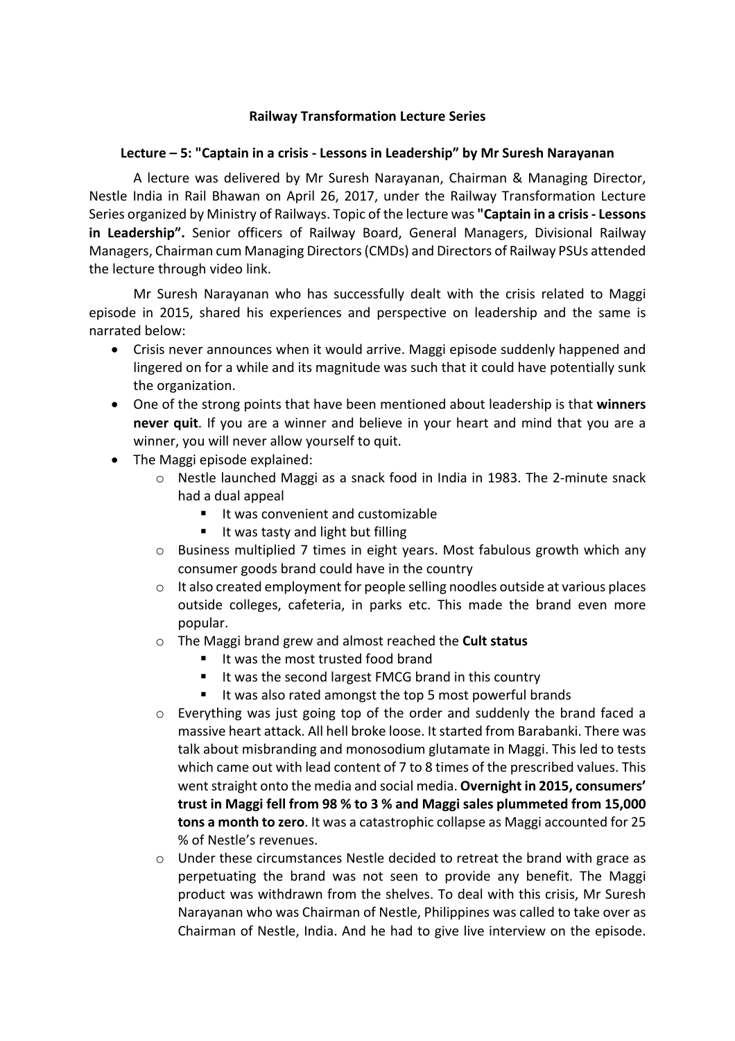**Railway Transformation Lecture Series**

**Lecture – 5: "Captain in a crisis - Lessons in Leadership" by Mr Suresh Narayanan**

A lecture was delivered by Mr Suresh Narayanan, Chairman & Managing Director, Nestle India in Rail Bhawan on April 26, 2017, under the Railway Transformation Lecture Series organized by Ministry of Railways. Topic of the lecture was **"Captain in a crisis - Lessons in Leadership".** Senior officers of Railway Board, General Managers, Divisional Railway Managers, Chairman cum Managing Directors (CMDs) and Directors of Railway PSUs attended the lecture through video link.

Mr Suresh Narayanan who has successfully dealt with the crisis related to Maggi episode in 2015, shared his experiences and perspective on leadership and the same is narrated below:

- Crisis never announces when it would arrive. Maggi episode suddenly happened and lingered on for a while and its magnitude was such that it could have potentially sunk the organization.
- One of the strong points that have been mentioned about leadership is that **winners never quit**. If you are a winner and believe in your heart and mind that you are a winner, you will never allow yourself to quit.
- The Maggi episode explained:
  - Nestle launched Maggi as a snack food in India in 1983. The 2-minute snack had a dual appeal
    - It was convenient and customizable
    - It was tasty and light but filling
  - Business multiplied 7 times in eight years. Most fabulous growth which any consumer goods brand could have in the country
  - It also created employment for people selling noodles outside at various places outside colleges, cafeteria, in parks etc. This made the brand even more popular.
  - The Maggi brand grew and almost reached the **Cult status**
    - It was the most trusted food brand
    - It was the second largest FMCG brand in this country
    - It was also rated amongst the top 5 most powerful brands
  - Everything was just going top of the order and suddenly the brand faced a massive heart attack. All hell broke loose. It started from Barabanki. There was talk about misbranding and monosodium glutamate in Maggi. This led to tests which came out with lead content of 7 to 8 times of the prescribed values. This went straight onto the media and social media. **Overnight in 2015, consumers' trust in Maggi fell from 98 % to 3 % and Maggi sales plummeted from 15,000 tons a month to zero**. It was a catastrophic collapse as Maggi accounted for 25 % of Nestle's revenues.
  - Under these circumstances Nestle decided to retreat the brand with grace as perpetuating the brand was not seen to provide any benefit. The Maggi product was withdrawn from the shelves. To deal with this crisis, Mr Suresh Narayanan who was Chairman of Nestle, Philippines was called to take over as Chairman of Nestle, India. And he had to give live interview on the episode.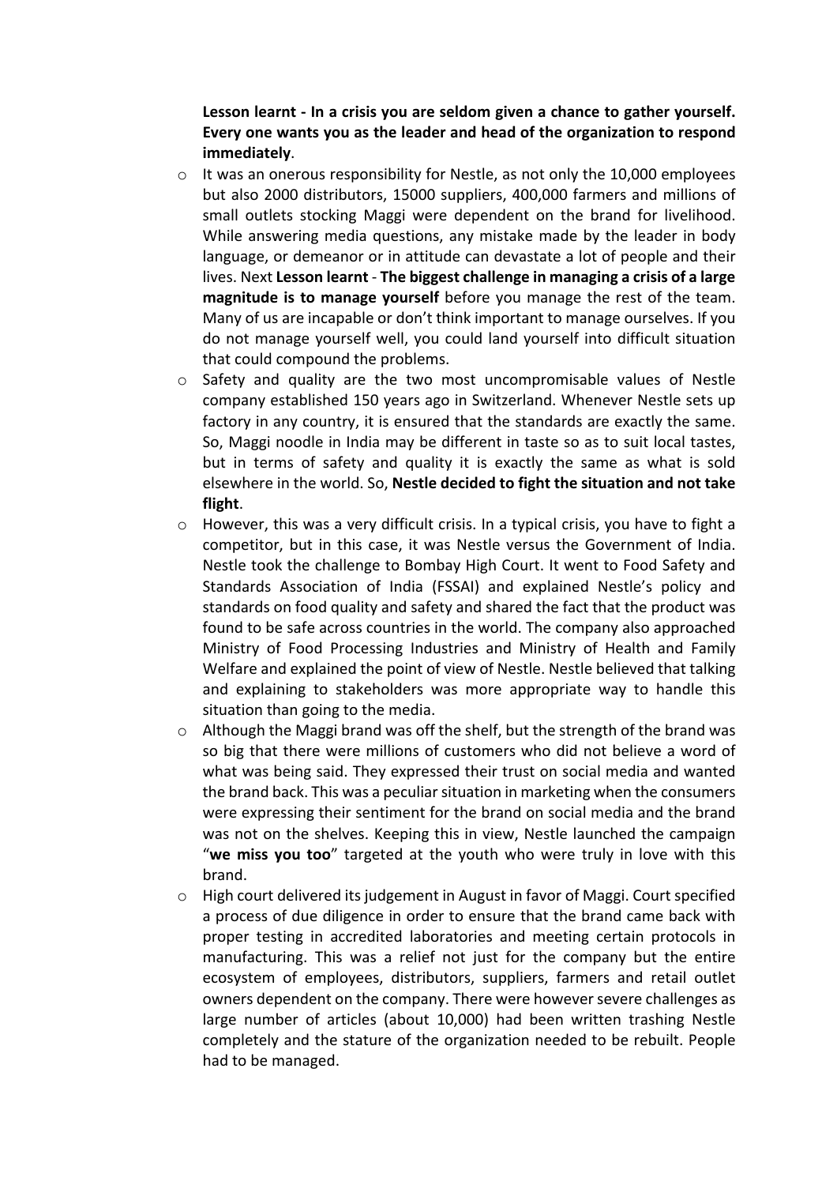**Lesson learnt - In a crisis you are seldom given a chance to gather yourself. Every one wants you as the leader and head of the organization to respond immediately**.

- It was an onerous responsibility for Nestle, as not only the 10,000 employees but also 2000 distributors, 15000 suppliers, 400,000 farmers and millions of small outlets stocking Maggi were dependent on the brand for livelihood. While answering media questions, any mistake made by the leader in body language, or demeanor or in attitude can devastate a lot of people and their lives. Next **Lesson learnt** - **The biggest challenge in managing a crisis of a large magnitude is to manage yourself** before you manage the rest of the team. Many of us are incapable or don't think important to manage ourselves. If you do not manage yourself well, you could land yourself into difficult situation that could compound the problems.
- Safety and quality are the two most uncompromisable values of Nestle company established 150 years ago in Switzerland. Whenever Nestle sets up factory in any country, it is ensured that the standards are exactly the same. So, Maggi noodle in India may be different in taste so as to suit local tastes, but in terms of safety and quality it is exactly the same as what is sold elsewhere in the world. So, **Nestle decided to fight the situation and not take flight**.
- However, this was a very difficult crisis. In a typical crisis, you have to fight a competitor, but in this case, it was Nestle versus the Government of India. Nestle took the challenge to Bombay High Court. It went to Food Safety and Standards Association of India (FSSAI) and explained Nestle's policy and standards on food quality and safety and shared the fact that the product was found to be safe across countries in the world. The company also approached Ministry of Food Processing Industries and Ministry of Health and Family Welfare and explained the point of view of Nestle. Nestle believed that talking and explaining to stakeholders was more appropriate way to handle this situation than going to the media.
- Although the Maggi brand was off the shelf, but the strength of the brand was so big that there were millions of customers who did not believe a word of what was being said. They expressed their trust on social media and wanted the brand back. This was a peculiar situation in marketing when the consumers were expressing their sentiment for the brand on social media and the brand was not on the shelves. Keeping this in view, Nestle launched the campaign "**we miss you too**" targeted at the youth who were truly in love with this brand.
- High court delivered its judgement in August in favor of Maggi. Court specified a process of due diligence in order to ensure that the brand came back with proper testing in accredited laboratories and meeting certain protocols in manufacturing. This was a relief not just for the company but the entire ecosystem of employees, distributors, suppliers, farmers and retail outlet owners dependent on the company. There were however severe challenges as large number of articles (about 10,000) had been written trashing Nestle completely and the stature of the organization needed to be rebuilt. People had to be managed.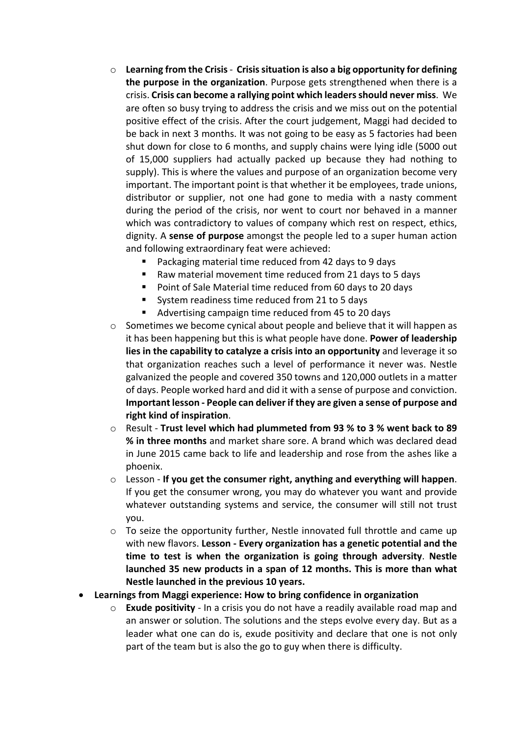- **Learning from the Crisis** - **Crisis situation is also a big opportunity for defining the purpose in the organization**. Purpose gets strengthened when there is a crisis. **Crisis can become a rallying point which leaders should never miss**. We are often so busy trying to address the crisis and we miss out on the potential positive effect of the crisis. After the court judgement, Maggi had decided to be back in next 3 months. It was not going to be easy as 5 factories had been shut down for close to 6 months, and supply chains were lying idle (5000 out of 15,000 suppliers had actually packed up because they had nothing to supply). This is where the values and purpose of an organization become very important. The important point is that whether it be employees, trade unions, distributor or supplier, not one had gone to media with a nasty comment during the period of the crisis, nor went to court nor behaved in a manner which was contradictory to values of company which rest on respect, ethics, dignity. A **sense of purpose** amongst the people led to a super human action and following extraordinary feat were achieved:
    - Packaging material time reduced from 42 days to 9 days
    - Raw material movement time reduced from 21 days to 5 days
    - Point of Sale Material time reduced from 60 days to 20 days
    - System readiness time reduced from 21 to 5 days
    - Advertising campaign time reduced from 45 to 20 days
- Sometimes we become cynical about people and believe that it will happen as it has been happening but this is what people have done. **Power of leadership lies in the capability to catalyze a crisis into an opportunity** and leverage it so that organization reaches such a level of performance it never was. Nestle galvanized the people and covered 350 towns and 120,000 outlets in a matter of days. People worked hard and did it with a sense of purpose and conviction. **Important lesson - People can deliver if they are given a sense of purpose and right kind of inspiration**.
- Result - **Trust level which had plummeted from 93 % to 3 % went back to 89 % in three months** and market share sore. A brand which was declared dead in June 2015 came back to life and leadership and rose from the ashes like a phoenix.
- Lesson - **If you get the consumer right, anything and everything will happen**. If you get the consumer wrong, you may do whatever you want and provide whatever outstanding systems and service, the consumer will still not trust you.
- To seize the opportunity further, Nestle innovated full throttle and came up with new flavors. **Lesson - Every organization has a genetic potential and the time to test is when the organization is going through adversity**. **Nestle launched 35 new products in a span of 12 months. This is more than what Nestle launched in the previous 10 years.**

- **Learnings from Maggi experience: How to bring confidence in organization**
    - **Exude positivity** - In a crisis you do not have a readily available road map and an answer or solution. The solutions and the steps evolve every day. But as a leader what one can do is, exude positivity and declare that one is not only part of the team but is also the go to guy when there is difficulty.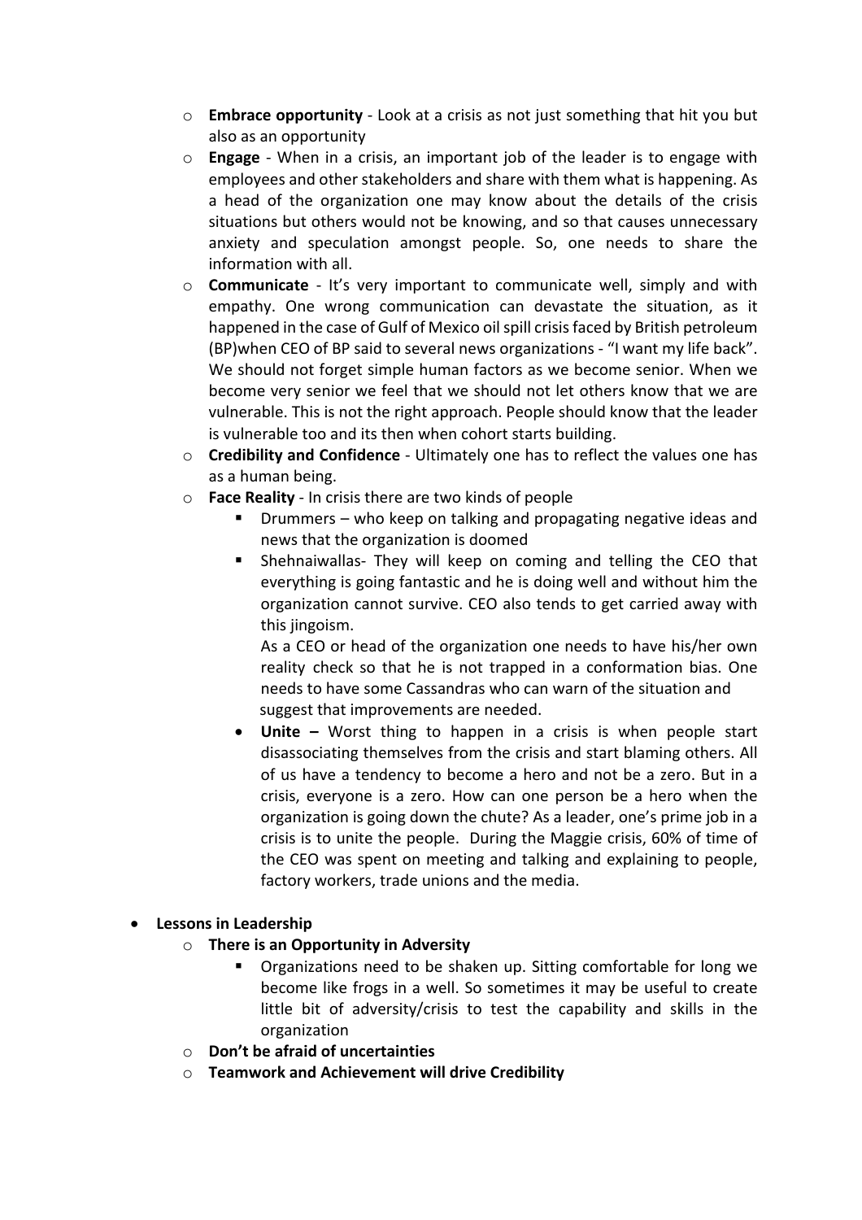- **Embrace opportunity** - Look at a crisis as not just something that hit you but also as an opportunity
- **Engage** - When in a crisis, an important job of the leader is to engage with employees and other stakeholders and share with them what is happening. As a head of the organization one may know about the details of the crisis situations but others would not be knowing, and so that causes unnecessary anxiety and speculation amongst people. So, one needs to share the information with all.
- **Communicate** - It's very important to communicate well, simply and with empathy. One wrong communication can devastate the situation, as it happened in the case of Gulf of Mexico oil spill crisis faced by British petroleum (BP)when CEO of BP said to several news organizations - "I want my life back". We should not forget simple human factors as we become senior. When we become very senior we feel that we should not let others know that we are vulnerable. This is not the right approach. People should know that the leader is vulnerable too and its then when cohort starts building.
- **Credibility and Confidence** - Ultimately one has to reflect the values one has as a human being.
- **Face Reality** - In crisis there are two kinds of people
    - Drummers – who keep on talking and propagating negative ideas and news that the organization is doomed
    - Shehnaiwallas- They will keep on coming and telling the CEO that everything is going fantastic and he is doing well and without him the organization cannot survive. CEO also tends to get carried away with this jingoism.

      As a CEO or head of the organization one needs to have his/her own reality check so that he is not trapped in a conformation bias. One needs to have some Cassandras who can warn of the situation and suggest that improvements are needed.
    - **Unite –** Worst thing to happen in a crisis is when people start disassociating themselves from the crisis and start blaming others. All of us have a tendency to become a hero and not be a zero. But in a crisis, everyone is a zero. How can one person be a hero when the organization is going down the chute? As a leader, one's prime job in a crisis is to unite the people. During the Maggie crisis, 60% of time of the CEO was spent on meeting and talking and explaining to people, factory workers, trade unions and the media.

- **Lessons in Leadership**
    - **There is an Opportunity in Adversity**
        - Organizations need to be shaken up. Sitting comfortable for long we become like frogs in a well. So sometimes it may be useful to create little bit of adversity/crisis to test the capability and skills in the organization
    - **Don't be afraid of uncertainties**
    - **Teamwork and Achievement will drive Credibility**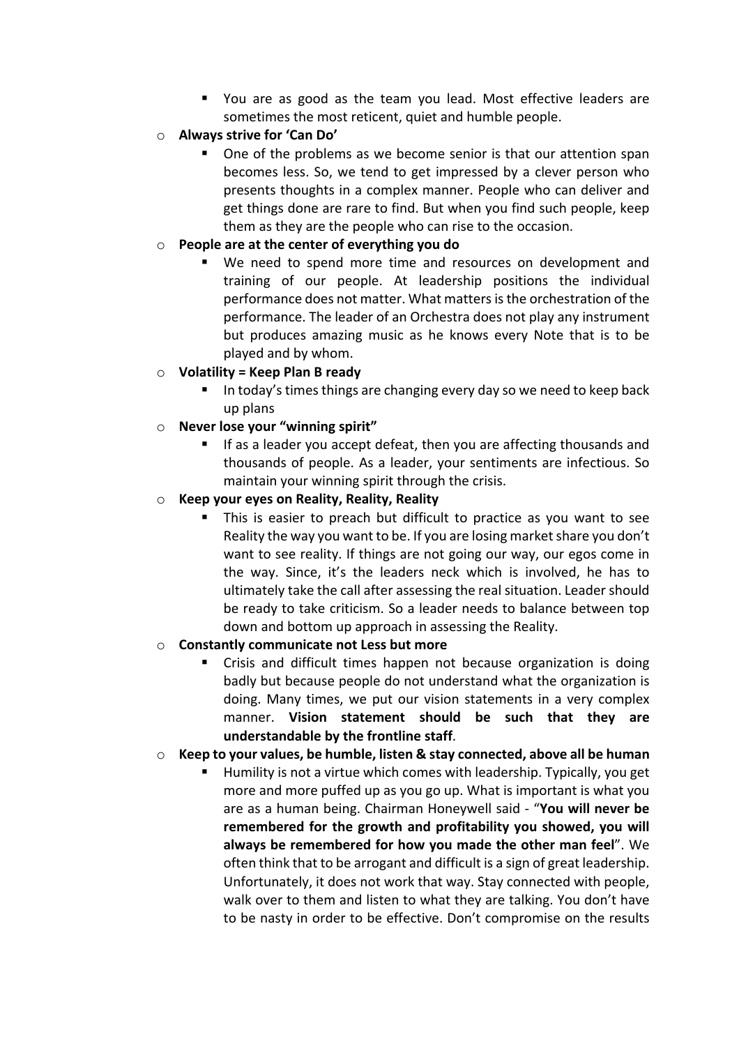- You are as good as the team you lead. Most effective leaders are sometimes the most reticent, quiet and humble people.

- **Always strive for 'Can Do'**
  - One of the problems as we become senior is that our attention span becomes less. So, we tend to get impressed by a clever person who presents thoughts in a complex manner. People who can deliver and get things done are rare to find. But when you find such people, keep them as they are the people who can rise to the occasion.
- **People are at the center of everything you do**
  - We need to spend more time and resources on development and training of our people. At leadership positions the individual performance does not matter. What matters is the orchestration of the performance. The leader of an Orchestra does not play any instrument but produces amazing music as he knows every Note that is to be played and by whom.
- **Volatility = Keep Plan B ready**
  - In today's times things are changing every day so we need to keep back up plans
- **Never lose your "winning spirit"**
  - If as a leader you accept defeat, then you are affecting thousands and thousands of people. As a leader, your sentiments are infectious. So maintain your winning spirit through the crisis.
- **Keep your eyes on Reality, Reality, Reality**
  - This is easier to preach but difficult to practice as you want to see Reality the way you want to be. If you are losing market share you don't want to see reality. If things are not going our way, our egos come in the way. Since, it's the leaders neck which is involved, he has to ultimately take the call after assessing the real situation. Leader should be ready to take criticism. So a leader needs to balance between top down and bottom up approach in assessing the Reality.
- **Constantly communicate not Less but more**
  - Crisis and difficult times happen not because organization is doing badly but because people do not understand what the organization is doing. Many times, we put our vision statements in a very complex manner. **Vision statement should be such that they are understandable by the frontline staff**.
- **Keep to your values, be humble, listen & stay connected, above all be human**
  - Humility is not a virtue which comes with leadership. Typically, you get more and more puffed up as you go up. What is important is what you are as a human being. Chairman Honeywell said - "**You will never be remembered for the growth and profitability you showed, you will always be remembered for how you made the other man feel**". We often think that to be arrogant and difficult is a sign of great leadership. Unfortunately, it does not work that way. Stay connected with people, walk over to them and listen to what they are talking. You don't have to be nasty in order to be effective. Don't compromise on the results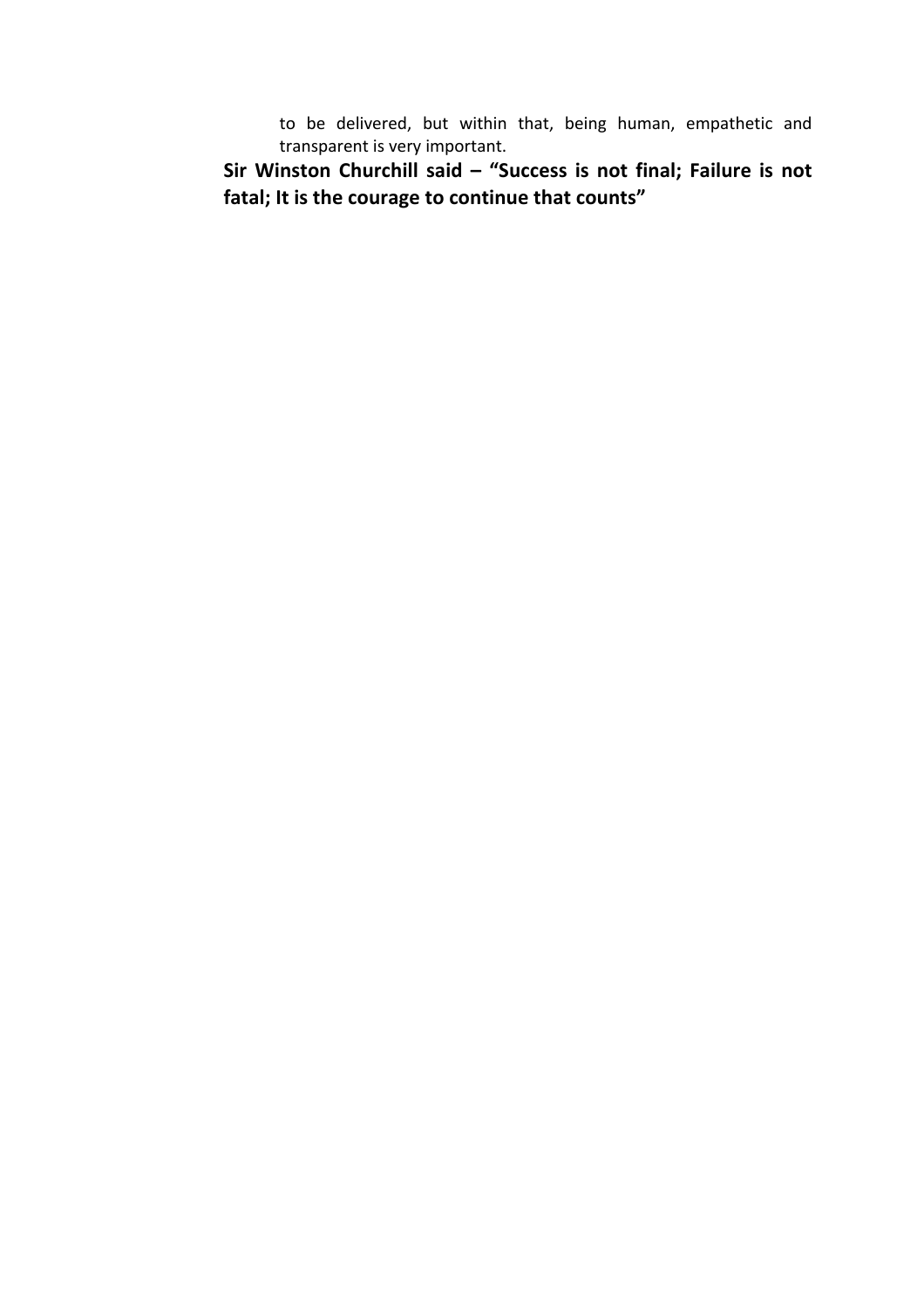to be delivered, but within that, being human, empathetic and transparent is very important.

**Sir Winston Churchill said – "Success is not final; Failure is not fatal; It is the courage to continue that counts"**